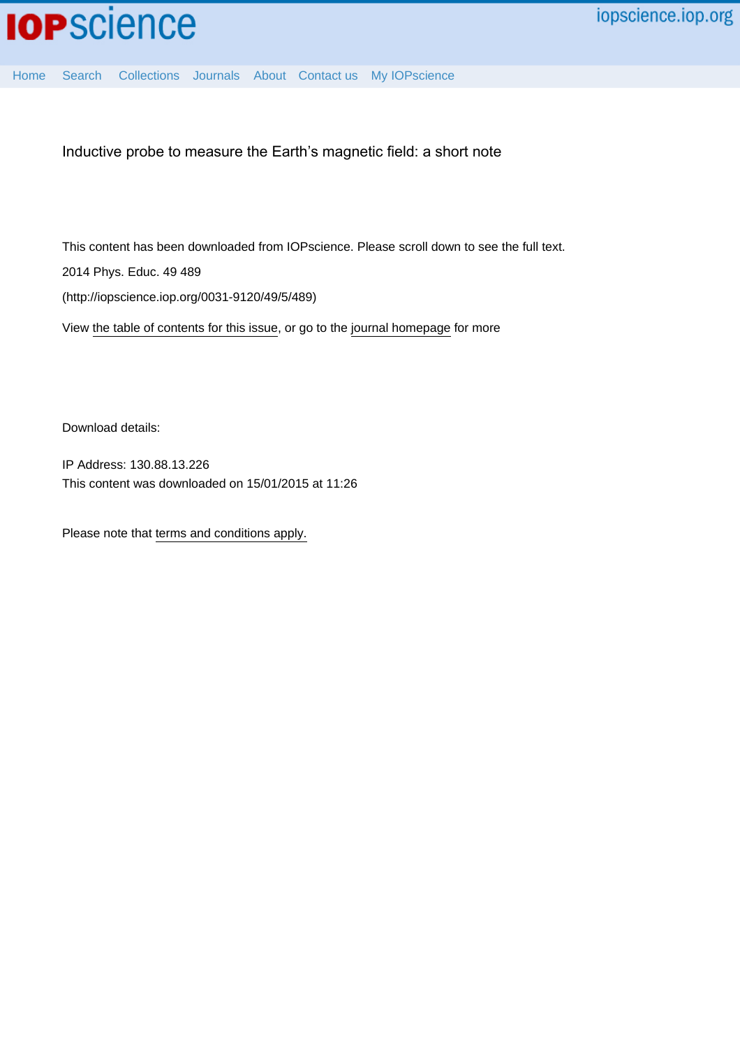Inductive probe to measure the Earth's magnetic field: a short note

This content has been downloaded from IOPscience. Please scroll down to see the full text.

2014 Phys. Educ. 49 489

(http://iopscience.iop.org/0031-9120/49/5/489)

View the table of contents for this issue, or go to the journal homepage for more

Download details:

IP Address: 130.88.13.226

This content was downloaded on 15/01/2015 at 11:26

Please note that terms and conditions apply.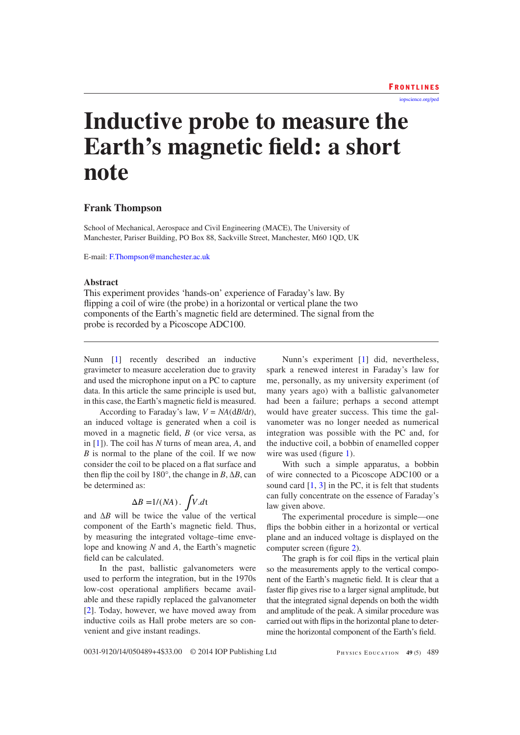# Inductive probe to measure the Earth's magnetic field: a short note

**Frank Thompson**

School of Mechanical, Aerospace and Civil Engineering (MACE), The University of Manchester, Pariser Building, PO Box 88, Sackville Street, Manchester, M60 1QD, UK

E-mail: F.Thompson@manchester.ac.uk

## Abstract

This experiment provides 'hands-on' experience of Faraday's law. By flipping a coil of wire (the probe) in a horizontal or vertical plane the two components of the Earth's magnetic field are determined. The signal from the probe is recorded by a Picoscope ADC100.

Nunn [1] recently described an inductive gravimeter to measure acceleration due to gravity and used the microphone input on a PC to capture data. In this article the same principle is used but, in this case, the Earth's magnetic field is measured.

According to Faraday's law, $V = NA(\mathrm{d}B/\mathrm{d}t)$, an induced voltage is generated when a coil is moved in a magnetic field, $B$ (or vice versa, as in [1]). The coil has $N$ turns of mean area, $A$, and $B$ is normal to the plane of the coil. If we now consider the coil to be placed on a flat surface and then flip the coil by 180°, the change in $B$, $\Delta B$, can be determined as:

$$\Delta B = 1/(NA)\,.\int V.\mathrm{d}t$$

and $\Delta B$ will be twice the value of the vertical component of the Earth's magnetic field. Thus, by measuring the integrated voltage–time envelope and knowing $N$ and $A$, the Earth's magnetic field can be calculated.

In the past, ballistic galvanometers were used to perform the integration, but in the 1970s low-cost operational amplifiers became available and these rapidly replaced the galvanometer [2]. Today, however, we have moved away from inductive coils as Hall probe meters are so convenient and give instant readings.

Nunn's experiment [1] did, nevertheless, spark a renewed interest in Faraday's law for me, personally, as my university experiment (of many years ago) with a ballistic galvanometer had been a failure; perhaps a second attempt would have greater success. This time the galvanometer was no longer needed as numerical integration was possible with the PC and, for the inductive coil, a bobbin of enamelled copper wire was used (figure 1).

With such a simple apparatus, a bobbin of wire connected to a Picoscope ADC100 or a sound card [1, 3] in the PC, it is felt that students can fully concentrate on the essence of Faraday's law given above.

The experimental procedure is simple—one flips the bobbin either in a horizontal or vertical plane and an induced voltage is displayed on the computer screen (figure 2).

The graph is for coil flips in the vertical plain so the measurements apply to the vertical component of the Earth's magnetic field. It is clear that a faster flip gives rise to a larger signal amplitude, but that the integrated signal depends on both the width and amplitude of the peak. A similar procedure was carried out with flips in the horizontal plane to determine the horizontal component of the Earth's field.

0031-9120/14/050489+4$33.00 © 2014 IOP Publishing Ltd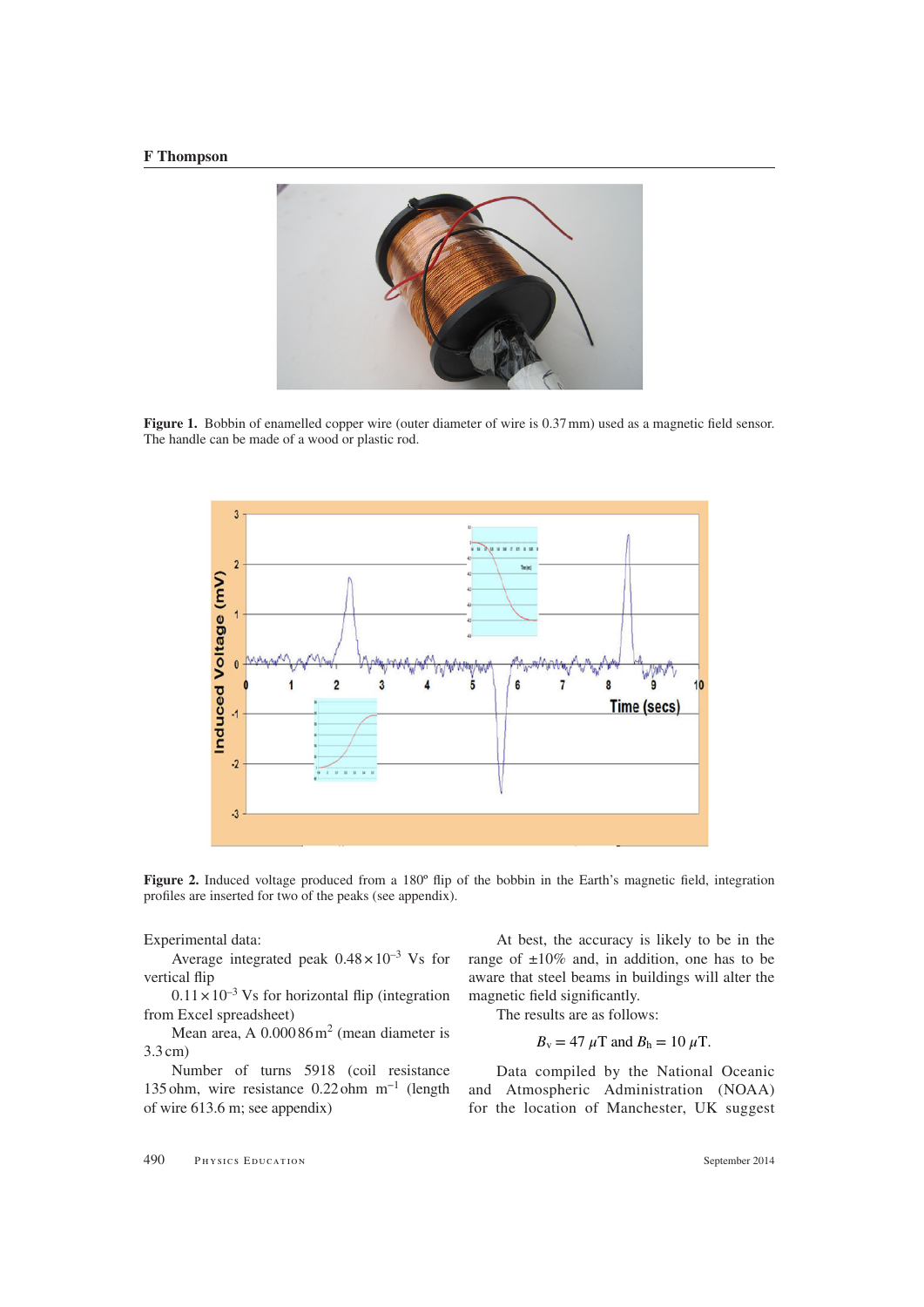**Figure 1.** Bobbin of enamelled copper wire (outer diameter of wire is 0.37 mm) used as a magnetic field sensor. The handle can be made of a wood or plastic rod.

**Figure 2.** Induced voltage produced from a 180º flip of the bobbin in the Earth's magnetic field, integration profiles are inserted for two of the peaks (see appendix).

Experimental data:

Average integrated peak $0.48 \times 10^{-3}$ Vs for vertical flip

$0.11 \times 10^{-3}$ Vs for horizontal flip (integration from Excel spreadsheet)

Mean area, A 0.000 86 $m^2$ (mean diameter is 3.3 cm)

Number of turns 5918 (coil resistance 135 ohm, wire resistance 0.22 ohm $m^{-1}$ (length of wire 613.6 m; see appendix)

At best, the accuracy is likely to be in the range of ±10% and, in addition, one has to be aware that steel beams in buildings will alter the magnetic field significantly.

The results are as follows:

$$B_v = 47\ \mu\text{T and } B_h = 10\ \mu\text{T}.$$

Data compiled by the National Oceanic and Atmospheric Administration (NOAA) for the location of Manchester, UK suggest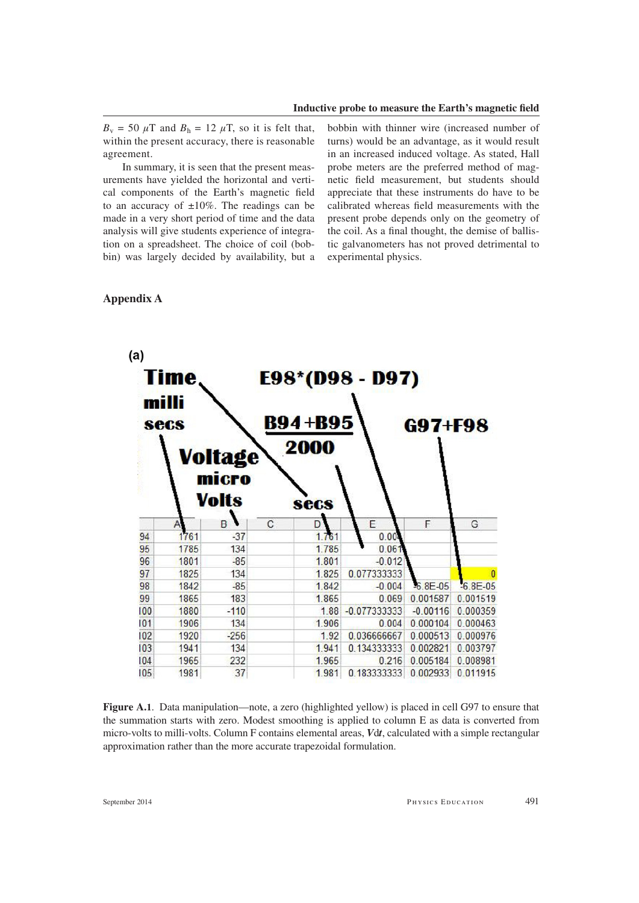$B_v$ = 50 $\mu$T and $B_h$ = 12 $\mu$T, so it is felt that, within the present accuracy, there is reasonable agreement.

In summary, it is seen that the present measurements have yielded the horizontal and vertical components of the Earth's magnetic field to an accuracy of ±10%. The readings can be made in a very short period of time and the data analysis will give students experience of integration on a spreadsheet. The choice of coil (bobbin) was largely decided by availability, but a bobbin with thinner wire (increased number of turns) would be an advantage, as it would result in an increased induced voltage. As stated, Hall probe meters are the preferred method of magnetic field measurement, but students should appreciate that these instruments do have to be calibrated whereas field measurements with the present probe depends only on the geometry of the coil. As a final thought, the demise of ballistic galvanometers has not proved detrimental to experimental physics.

## Appendix A

(a)

Annotations: Time milli secs (column A); Voltage micro Volts (column B); secs (column D); (B94+B95)/2000 (column E); E98*(D98 - D97) (column F); G97+F98 (column G)

| | A | B | C | D | E | F | G |
|---|---|---|---|---|---|---|---|
| 94 | 1761 | -37 | | 1.761 | 0.00 | | |
| 95 | 1785 | 134 | | 1.785 | 0.061 | | |
| 96 | 1801 | -85 | | 1.801 | -0.012 | | |
| 97 | 1825 | 134 | | 1.825 | 0.077333333 | | 0 |
| 98 | 1842 | -85 | | 1.842 | -0.004 | -6.8E-05 | -6.8E-05 |
| 99 | 1865 | 183 | | 1.865 | 0.069 | 0.001587 | 0.001519 |
| 100 | 1880 | -110 | | 1.88 | -0.077333333 | -0.00116 | 0.000359 |
| 101 | 1906 | 134 | | 1.906 | 0.004 | 0.000104 | 0.000463 |
| 102 | 1920 | -256 | | 1.92 | 0.036666667 | 0.000513 | 0.000976 |
| 103 | 1941 | 134 | | 1.941 | 0.134333333 | 0.002821 | 0.003797 |
| 104 | 1965 | 232 | | 1.965 | 0.216 | 0.005184 | 0.008981 |
| 105 | 1981 | 37 | | 1.981 | 0.183333333 | 0.002933 | 0.011915 |

**Figure A.1**. Data manipulation—note, a zero (highlighted yellow) is placed in cell G97 to ensure that the summation starts with zero. Modest smoothing is applied to column E as data is converted from micro-volts to milli-volts. Column F contains elemental areas, $Vdt$, calculated with a simple rectangular approximation rather than the more accurate trapezoidal formulation.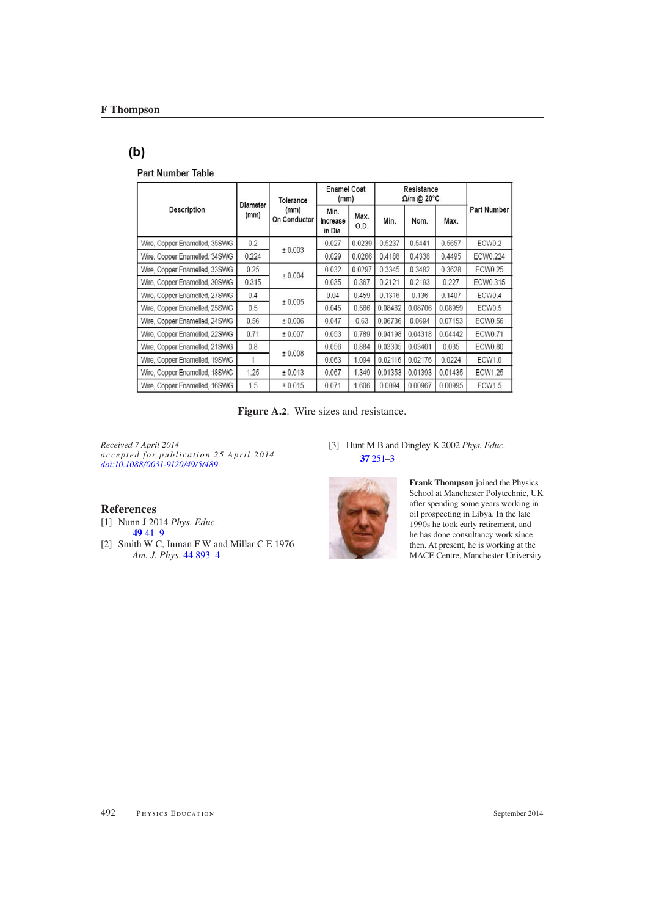**(b)**

**Part Number Table**

| Description | Diameter (mm) | Tolerance (mm) On Conductor | Enamel Coat (mm) | | Resistance Ω/m @ 20°C | | | Part Number |
|---|---|---|---|---|---|---|---|---|
| | | | Min. Increase in Dia. | Max. O.D. | Min. | Nom. | Max. | |
| Wire, Copper Enamelled, 35SWG | 0.2 | ± 0.003 | 0.027 | 0.0239 | 0.5237 | 0.5441 | 0.5657 | ECW0.2 |
| Wire, Copper Enamelled, 34SWG | 0.224 | | 0.029 | 0.0266 | 0.4188 | 0.4338 | 0.4495 | ECW0.224 |
| Wire, Copper Enamelled, 33SWG | 0.25 | ± 0.004 | 0.032 | 0.0297 | 0.3345 | 0.3482 | 0.3628 | ECW0.25 |
| Wire, Copper Enamelled, 30SWG | 0.315 | | 0.035 | 0.367 | 0.2121 | 0.2193 | 0.227 | ECW0.315 |
| Wire, Copper Enamelled, 27SWG | 0.4 | ± 0.005 | 0.04 | 0.459 | 0.1316 | 0.136 | 0.1407 | ECW0.4 |
| Wire, Copper Enamelled, 25SWG | 0.5 | | 0.045 | 0.566 | 0.08462 | 0.08706 | 0.08959 | ECW0.5 |
| Wire, Copper Enamelled, 24SWG | 0.56 | ± 0.006 | 0.047 | 0.63 | 0.06736 | 0.0694 | 0.07153 | ECW0.56 |
| Wire, Copper Enamelled, 22SWG | 0.71 | ± 0.007 | 0.053 | 0.789 | 0.04198 | 0.04318 | 0.04442 | ECW0.71 |
| Wire, Copper Enamelled, 21SWG | 0.8 | ± 0.008 | 0.056 | 0.884 | 0.03305 | 0.03401 | 0.035 | ECW0.80 |
| Wire, Copper Enamelled, 19SWG | 1 | | 0.063 | 1.094 | 0.02116 | 0.02176 | 0.0224 | ECW1.0 |
| Wire, Copper Enamelled, 18SWG | 1.25 | ± 0.013 | 0.067 | 1.349 | 0.01353 | 0.01393 | 0.01435 | ECW1.25 |
| Wire, Copper Enamelled, 16SWG | 1.5 | ± 0.015 | 0.071 | 1.606 | 0.0094 | 0.00967 | 0.00995 | ECW1.5 |

**Figure A.2.** Wire sizes and resistance.

*Received 7 April 2014*
*accepted for publication 25 April 2014*
*doi:10.1088/0031-9120/49/5/489*

## References

[1] Nunn J 2014 *Phys. Educ.* **49** 41–9

[2] Smith W C, Inman F W and Millar C E 1976 *Am. J. Phys.* **44** 893–4

[3] Hunt M B and Dingley K 2002 *Phys. Educ.* **37** 251–3

**Frank Thompson** joined the Physics School at Manchester Polytechnic, UK after spending some years working in oil prospecting in Libya. In the late 1990s he took early retirement, and he has done consultancy work since then. At present, he is working at the MACE Centre, Manchester University.